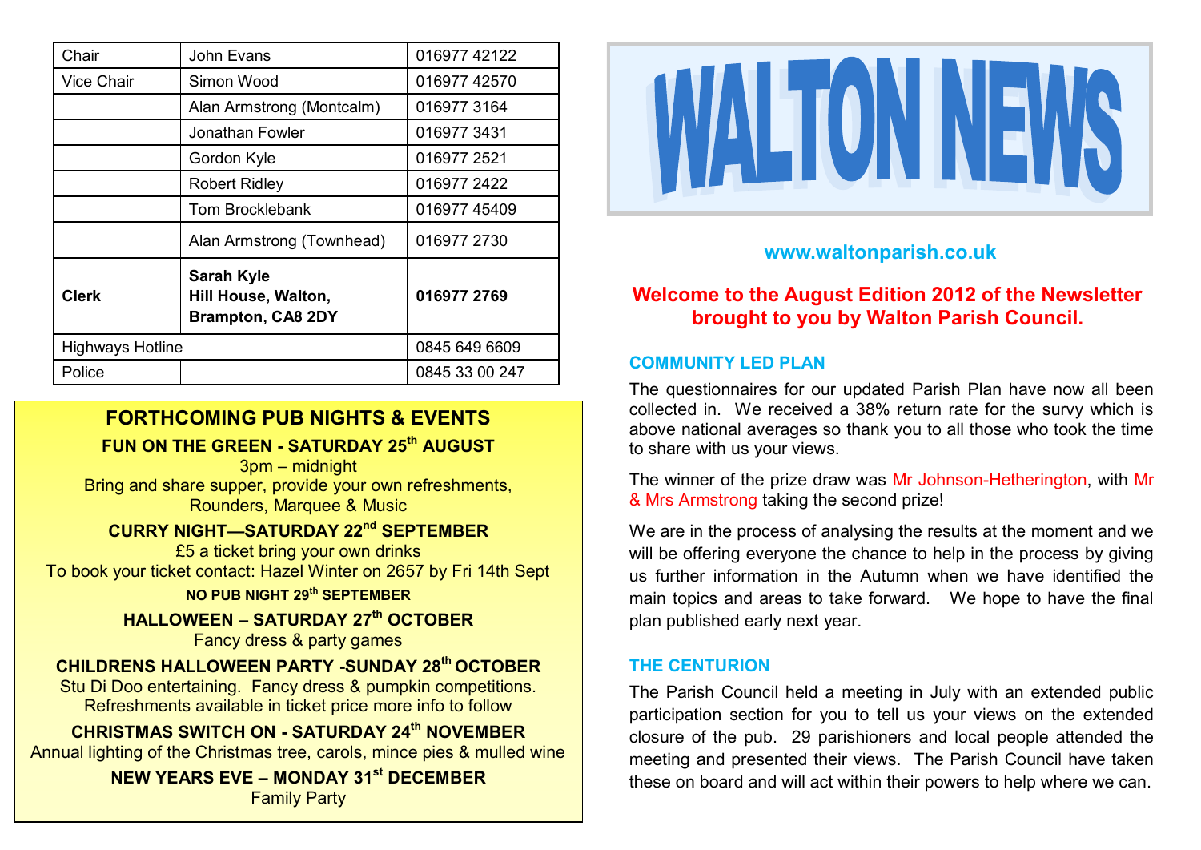| Chair | John Evans | 016977 42122 |
| --- | --- | --- |
| Vice Chair | Simon Wood | 016977 42570 |
| | Alan Armstrong (Montcalm) | 016977 3164 |
| | Jonathan Fowler | 016977 3431 |
| | Gordon Kyle | 016977 2521 |
| | Robert Ridley | 016977 2422 |
| | Tom Brocklebank | 016977 45409 |
| | Alan Armstrong (Townhead) | 016977 2730 |
| **Clerk** | **Sarah Kyle Hill House, Walton, Brampton, CA8 2DY** | **016977 2769** |
| Highways Hotline | | 0845 649 6609 |
| Police | | 0845 33 00 247 |

## FORTHCOMING PUB NIGHTS & EVENTS

**FUN ON THE GREEN - SATURDAY 25th AUGUST**
3pm – midnight
Bring and share supper, provide your own refreshments, Rounders, Marquee & Music

**CURRY NIGHT—SATURDAY 22nd SEPTEMBER**
£5 a ticket bring your own drinks
To book your ticket contact: Hazel Winter on 2657 by Fri 14th Sept

**NO PUB NIGHT 29th SEPTEMBER**

**HALLOWEEN – SATURDAY 27th OCTOBER**
Fancy dress & party games

**CHILDRENS HALLOWEEN PARTY -SUNDAY 28th OCTOBER**
Stu Di Doo entertaining. Fancy dress & pumpkin competitions. Refreshments available in ticket price more info to follow

**CHRISTMAS SWITCH ON - SATURDAY 24th NOVEMBER**
Annual lighting of the Christmas tree, carols, mince pies & mulled wine

**NEW YEARS EVE – MONDAY 31st DECEMBER**
Family Party

# WALTON NEWS

www.waltonparish.co.uk

**Welcome to the August Edition 2012 of the Newsletter brought to you by Walton Parish Council.**

### COMMUNITY LED PLAN

The questionnaires for our updated Parish Plan have now all been collected in. We received a 38% return rate for the survy which is above national averages so thank you to all those who took the time to share with us your views.

The winner of the prize draw was Mr Johnson-Hetherington, with Mr & Mrs Armstrong taking the second prize!

We are in the process of analysing the results at the moment and we will be offering everyone the chance to help in the process by giving us further information in the Autumn when we have identified the main topics and areas to take forward. We hope to have the final plan published early next year.

### THE CENTURION

The Parish Council held a meeting in July with an extended public participation section for you to tell us your views on the extended closure of the pub. 29 parishioners and local people attended the meeting and presented their views. The Parish Council have taken these on board and will act within their powers to help where we can.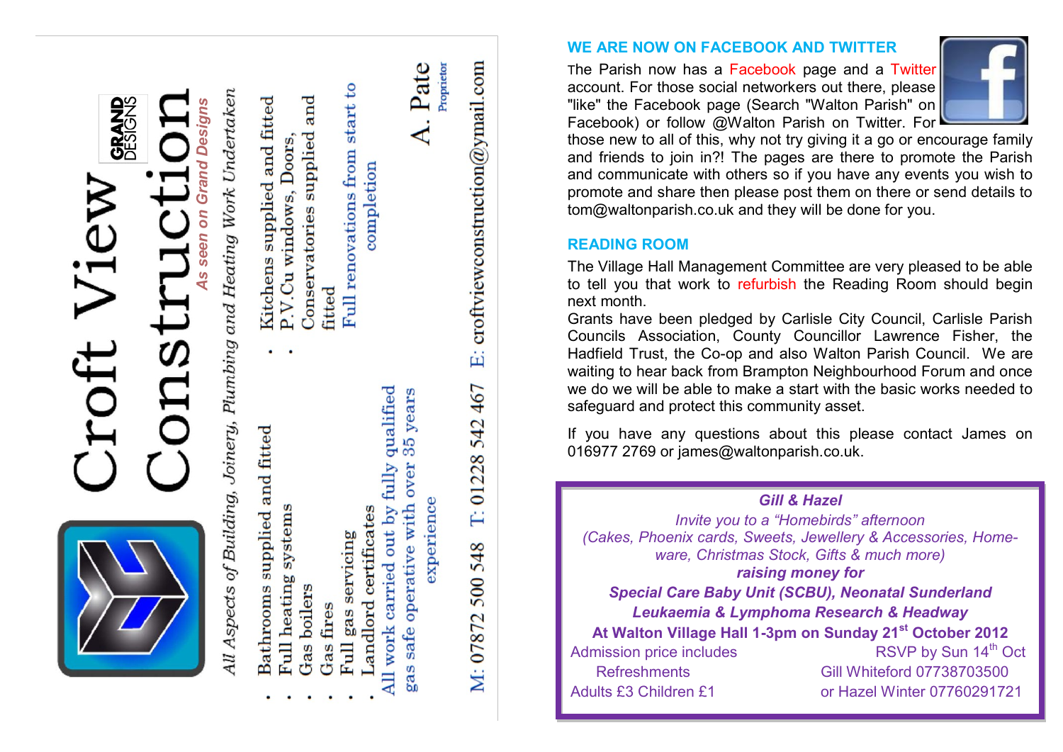# Croft View Construction

GRAND DESIGNS

*As seen on Grand Designs*

*All Aspects of Building, Joinery, Plumbing and Heating Work Undertaken*

- Bathrooms supplied and fitted
- Full heating systems
- Gas boilers
- Gas fires
- Full gas servicing
- Landlord certificates

- Kitchens supplied and fitted
- P.V.Cu windows, Doors, Conservatories supplied and fitted

Full renovations from start to completion

All work carried out by fully qualified gas safe operative with over 35 years experience

A. Pate
Proprietor

M: 07872 500 548 T: 01228 542 467 E: croftviewconstruction@ymail.com

## WE ARE NOW ON FACEBOOK AND TWITTER

The Parish now has a Facebook page and a Twitter account. For those social networkers out there, please "like" the Facebook page (Search "Walton Parish" on Facebook) or follow @Walton Parish on Twitter. For those new to all of this, why not try giving it a go or encourage family and friends to join in?! The pages are there to promote the Parish and communicate with others so if you have any events you wish to promote and share then please post them on there or send details to tom@waltonparish.co.uk and they will be done for you.

## READING ROOM

The Village Hall Management Committee are very pleased to be able to tell you that work to refurbish the Reading Room should begin next month.

Grants have been pledged by Carlisle City Council, Carlisle Parish Councils Association, County Councillor Lawrence Fisher, the Hadfield Trust, the Co-op and also Walton Parish Council. We are waiting to hear back from Brampton Neighbourhood Forum and once we do we will be able to make a start with the basic works needed to safeguard and protect this community asset.

If you have any questions about this please contact James on 016977 2769 or james@waltonparish.co.uk.

***Gill & Hazel***

*Invite you to a "Homebirds" afternoon*

*(Cakes, Phoenix cards, Sweets, Jewellery & Accessories, Home-ware, Christmas Stock, Gifts & much more)*

***raising money for***

***Special Care Baby Unit (SCBU), Neonatal Sunderland***

***Leukaemia & Lymphoma Research & Headway***

**At Walton Village Hall 1-3pm on Sunday 21st October 2012**

Admission price includes Refreshments
Adults £3 Children £1

RSVP by Sun 14th Oct
Gill Whiteford 07738703500
or Hazel Winter 07760291721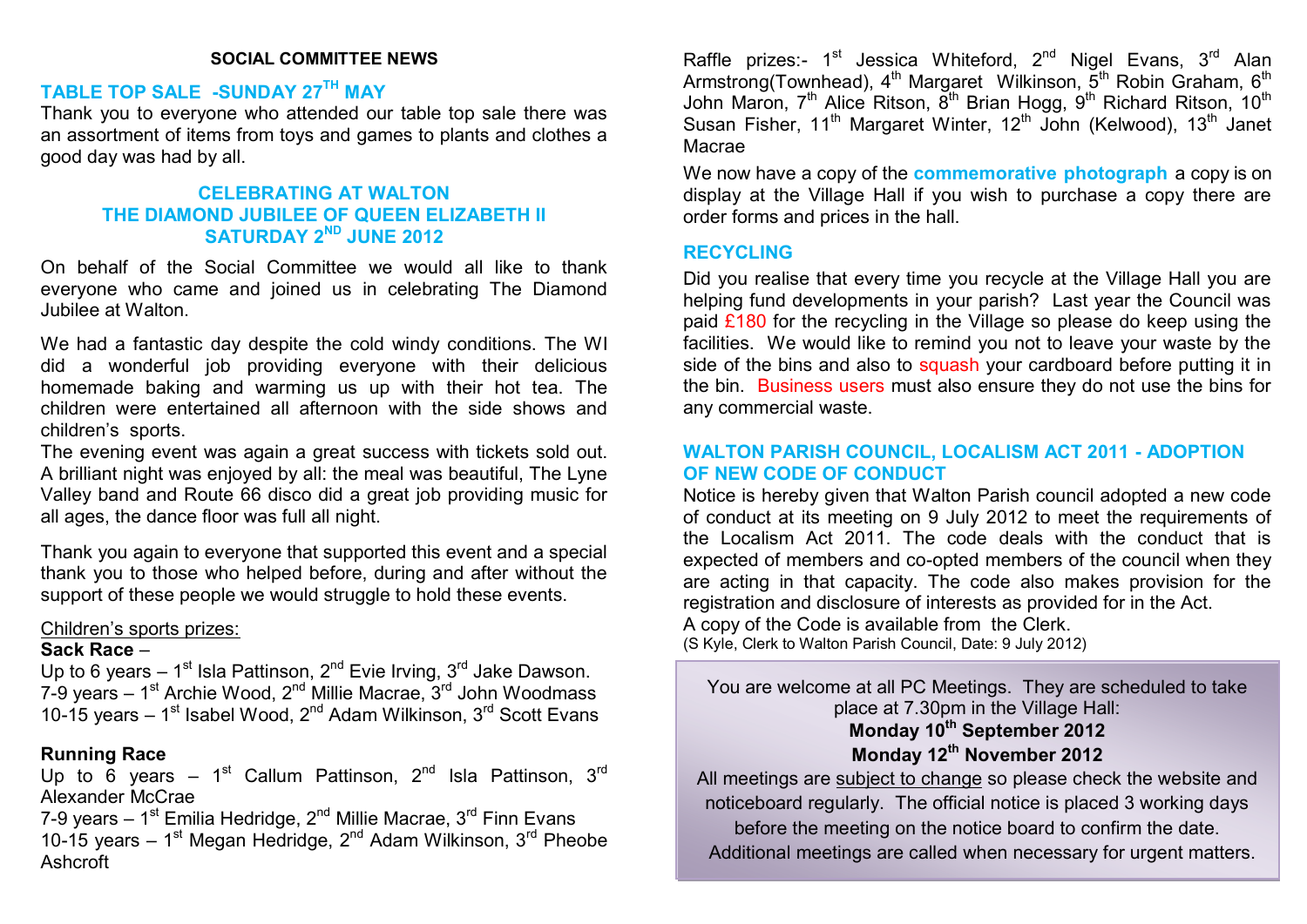## SOCIAL COMMITTEE NEWS

### TABLE TOP SALE -SUNDAY 27TH MAY

Thank you to everyone who attended our table top sale there was an assortment of items from toys and games to plants and clothes a good day was had by all.

### CELEBRATING AT WALTON THE DIAMOND JUBILEE OF QUEEN ELIZABETH II SATURDAY 2ND JUNE 2012

On behalf of the Social Committee we would all like to thank everyone who came and joined us in celebrating The Diamond Jubilee at Walton.

We had a fantastic day despite the cold windy conditions. The WI did a wonderful job providing everyone with their delicious homemade baking and warming us up with their hot tea. The children were entertained all afternoon with the side shows and children's sports.

The evening event was again a great success with tickets sold out. A brilliant night was enjoyed by all: the meal was beautiful, The Lyne Valley band and Route 66 disco did a great job providing music for all ages, the dance floor was full all night.

Thank you again to everyone that supported this event and a special thank you to those who helped before, during and after without the support of these people we would struggle to hold these events.

Children's sports prizes:

**Sack Race** –

Up to 6 years – 1st Isla Pattinson, 2nd Evie Irving, 3rd Jake Dawson.
7-9 years – 1st Archie Wood, 2nd Millie Macrae, 3rd John Woodmass
10-15 years – 1st Isabel Wood, 2nd Adam Wilkinson, 3rd Scott Evans

**Running Race**

Up to 6 years – 1st Callum Pattinson, 2nd Isla Pattinson, 3rd Alexander McCrae
7-9 years – 1st Emilia Hedridge, 2nd Millie Macrae, 3rd Finn Evans
10-15 years – 1st Megan Hedridge, 2nd Adam Wilkinson, 3rd Pheobe Ashcroft

Raffle prizes:- 1st Jessica Whiteford, 2nd Nigel Evans, 3rd Alan Armstrong(Townhead), 4th Margaret Wilkinson, 5th Robin Graham, 6th John Maron, 7th Alice Ritson, 8th Brian Hogg, 9th Richard Ritson, 10th Susan Fisher, 11th Margaret Winter, 12th John (Kelwood), 13th Janet Macrae

We now have a copy of the **commemorative photograph** a copy is on display at the Village Hall if you wish to purchase a copy there are order forms and prices in the hall.

### RECYCLING

Did you realise that every time you recycle at the Village Hall you are helping fund developments in your parish? Last year the Council was paid £180 for the recycling in the Village so please do keep using the facilities. We would like to remind you not to leave your waste by the side of the bins and also to squash your cardboard before putting it in the bin. Business users must also ensure they do not use the bins for any commercial waste.

### WALTON PARISH COUNCIL, LOCALISM ACT 2011 - ADOPTION OF NEW CODE OF CONDUCT

Notice is hereby given that Walton Parish council adopted a new code of conduct at its meeting on 9 July 2012 to meet the requirements of the Localism Act 2011. The code deals with the conduct that is expected of members and co-opted members of the council when they are acting in that capacity. The code also makes provision for the registration and disclosure of interests as provided for in the Act.
A copy of the Code is available from the Clerk.
(S Kyle, Clerk to Walton Parish Council, Date: 9 July 2012)

You are welcome at all PC Meetings. They are scheduled to take place at 7.30pm in the Village Hall:

**Monday 10th September 2012**

**Monday 12th November 2012**

All meetings are subject to change so please check the website and noticeboard regularly. The official notice is placed 3 working days before the meeting on the notice board to confirm the date. Additional meetings are called when necessary for urgent matters.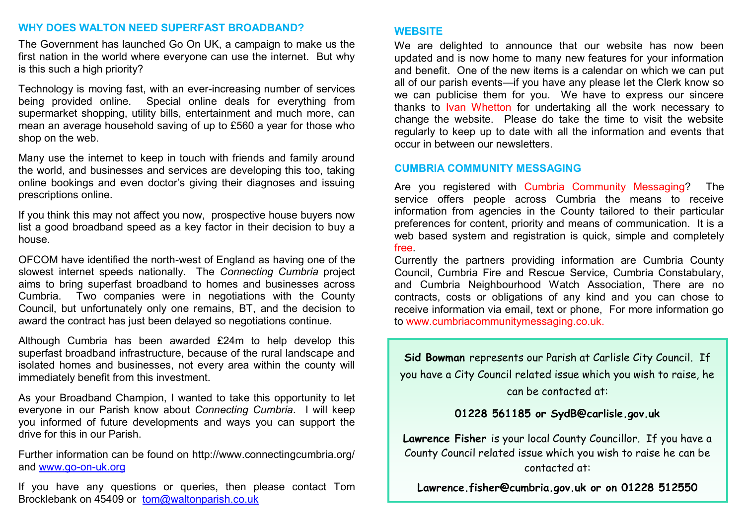## WHY DOES WALTON NEED SUPERFAST BROADBAND?

The Government has launched Go On UK, a campaign to make us the first nation in the world where everyone can use the internet. But why is this such a high priority?

Technology is moving fast, with an ever-increasing number of services being provided online. Special online deals for everything from supermarket shopping, utility bills, entertainment and much more, can mean an average household saving of up to £560 a year for those who shop on the web.

Many use the internet to keep in touch with friends and family around the world, and businesses and services are developing this too, taking online bookings and even doctor's giving their diagnoses and issuing prescriptions online.

If you think this may not affect you now, prospective house buyers now list a good broadband speed as a key factor in their decision to buy a house.

OFCOM have identified the north-west of England as having one of the slowest internet speeds nationally. The *Connecting Cumbria* project aims to bring superfast broadband to homes and businesses across Cumbria. Two companies were in negotiations with the County Council, but unfortunately only one remains, BT, and the decision to award the contract has just been delayed so negotiations continue.

Although Cumbria has been awarded £24m to help develop this superfast broadband infrastructure, because of the rural landscape and isolated homes and businesses, not every area within the county will immediately benefit from this investment.

As your Broadband Champion, I wanted to take this opportunity to let everyone in our Parish know about *Connecting Cumbria*. I will keep you informed of future developments and ways you can support the drive for this in our Parish.

Further information can be found on http://www.connectingcumbria.org/ and www.go-on-uk.org

If you have any questions or queries, then please contact Tom Brocklebank on 45409 or tom@waltonparish.co.uk

## WEBSITE

We are delighted to announce that our website has now been updated and is now home to many new features for your information and benefit. One of the new items is a calendar on which we can put all of our parish events—if you have any please let the Clerk know so we can publicise them for you. We have to express our sincere thanks to Ivan Whetton for undertaking all the work necessary to change the website. Please do take the time to visit the website regularly to keep up to date with all the information and events that occur in between our newsletters.

## CUMBRIA COMMUNITY MESSAGING

Are you registered with Cumbria Community Messaging? The service offers people across Cumbria the means to receive information from agencies in the County tailored to their particular preferences for content, priority and means of communication. It is a web based system and registration is quick, simple and completely free.

Currently the partners providing information are Cumbria County Council, Cumbria Fire and Rescue Service, Cumbria Constabulary, and Cumbria Neighbourhood Watch Association, There are no contracts, costs or obligations of any kind and you can chose to receive information via email, text or phone, For more information go to www.cumbriacommunitymessaging.co.uk.

**Sid Bowman** represents our Parish at Carlisle City Council. If you have a City Council related issue which you wish to raise, he can be contacted at:

**01228 561185 or SydB@carlisle.gov.uk**

**Lawrence Fisher** is your local County Councillor. If you have a County Council related issue which you wish to raise he can be contacted at:

**Lawrence.fisher@cumbria.gov.uk or on 01228 512550**